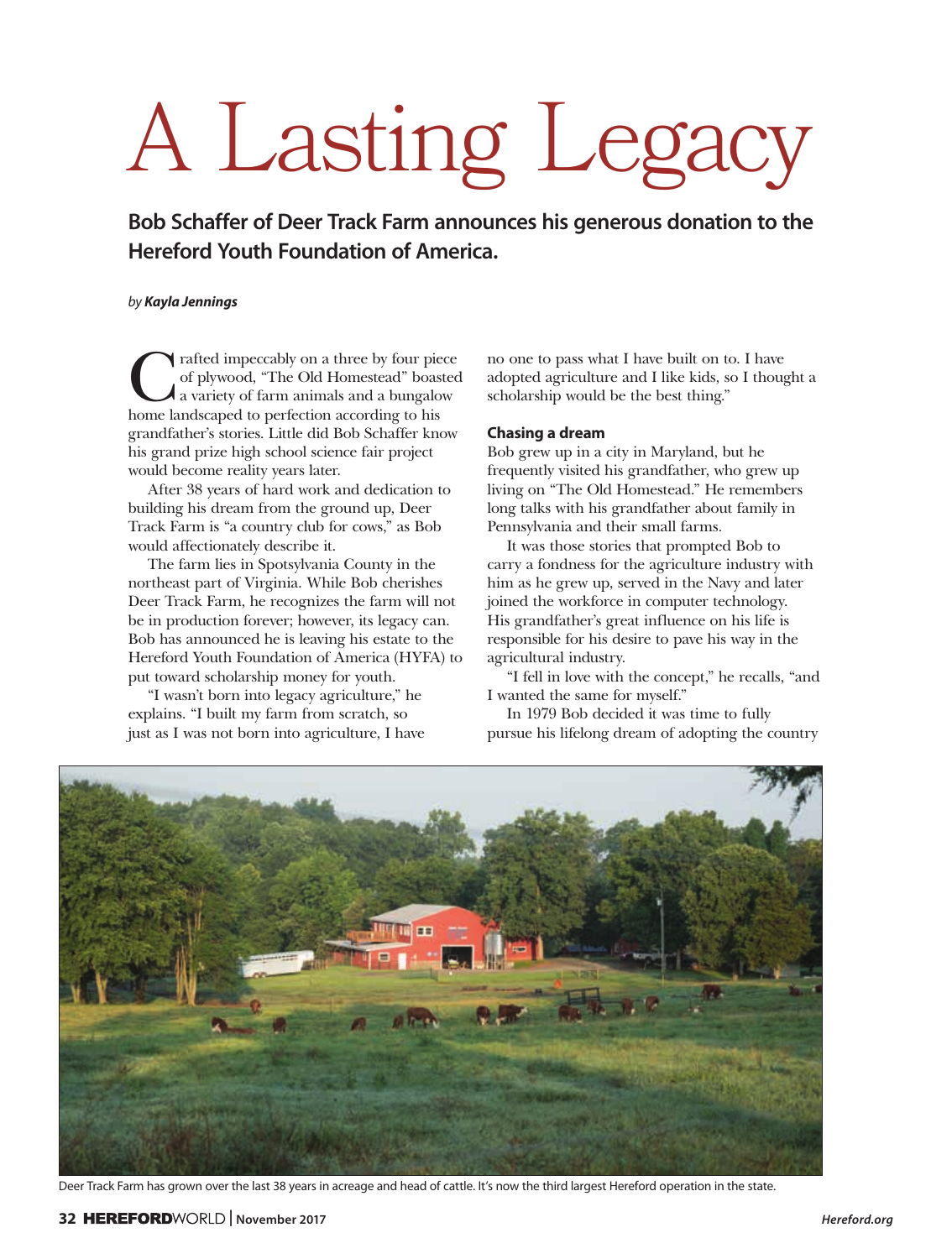# A Lasting Legacy

**Bob Schaffer of Deer Track Farm announces his generous donation to the Hereford Youth Foundation of America.**

*by **Kayla Jennings***

Crafted impeccably on a three by four piece of plywood, "The Old Homestead" boasted a variety of farm animals and a bungalow home landscaped to perfection according to his grandfather's stories. Little did Bob Schaffer know his grand prize high school science fair project would become reality years later.

After 38 years of hard work and dedication to building his dream from the ground up, Deer Track Farm is "a country club for cows," as Bob would affectionately describe it.

The farm lies in Spotsylvania County in the northeast part of Virginia. While Bob cherishes Deer Track Farm, he recognizes the farm will not be in production forever; however, its legacy can. Bob has announced he is leaving his estate to the Hereford Youth Foundation of America (HYFA) to put toward scholarship money for youth.

"I wasn't born into legacy agriculture," he explains. "I built my farm from scratch, so just as I was not born into agriculture, I have no one to pass what I have built on to. I have adopted agriculture and I like kids, so I thought a scholarship would be the best thing."

### Chasing a dream

Bob grew up in a city in Maryland, but he frequently visited his grandfather, who grew up living on "The Old Homestead." He remembers long talks with his grandfather about family in Pennsylvania and their small farms.

It was those stories that prompted Bob to carry a fondness for the agriculture industry with him as he grew up, served in the Navy and later joined the workforce in computer technology. His grandfather's great influence on his life is responsible for his desire to pave his way in the agricultural industry.

"I fell in love with the concept," he recalls, "and I wanted the same for myself."

In 1979 Bob decided it was time to fully pursue his lifelong dream of adopting the country

Deer Track Farm has grown over the last 38 years in acreage and head of cattle. It's now the third largest Hereford operation in the state.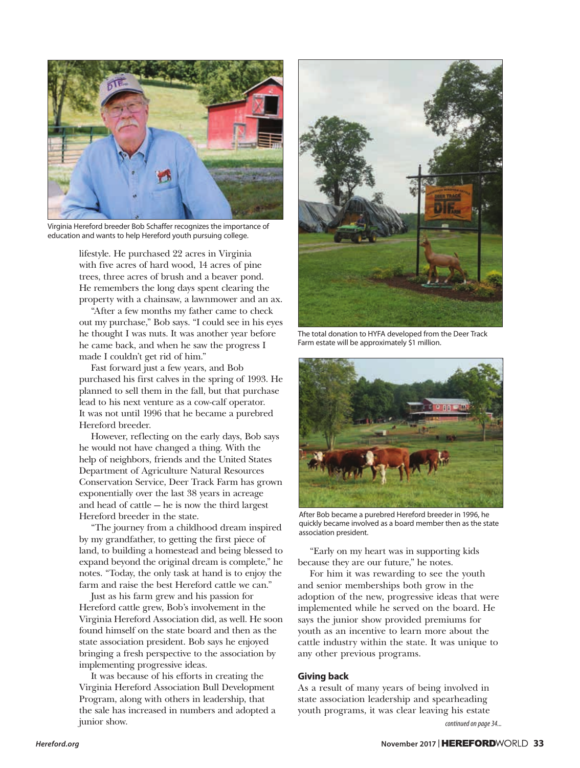Virginia Hereford breeder Bob Schaffer recognizes the importance of education and wants to help Hereford youth pursuing college.

lifestyle. He purchased 22 acres in Virginia with five acres of hard wood, 14 acres of pine trees, three acres of brush and a beaver pond. He remembers the long days spent clearing the property with a chainsaw, a lawnmower and an ax.

"After a few months my father came to check out my purchase," Bob says. "I could see in his eyes he thought I was nuts. It was another year before he came back, and when he saw the progress I made I couldn't get rid of him."

Fast forward just a few years, and Bob purchased his first calves in the spring of 1993. He planned to sell them in the fall, but that purchase lead to his next venture as a cow-calf operator. It was not until 1996 that he became a purebred Hereford breeder.

However, reflecting on the early days, Bob says he would not have changed a thing. With the help of neighbors, friends and the United States Department of Agriculture Natural Resources Conservation Service, Deer Track Farm has grown exponentially over the last 38 years in acreage and head of cattle — he is now the third largest Hereford breeder in the state.

"The journey from a childhood dream inspired by my grandfather, to getting the first piece of land, to building a homestead and being blessed to expand beyond the original dream is complete," he notes. "Today, the only task at hand is to enjoy the farm and raise the best Hereford cattle we can."

Just as his farm grew and his passion for Hereford cattle grew, Bob's involvement in the Virginia Hereford Association did, as well. He soon found himself on the state board and then as the state association president. Bob says he enjoyed bringing a fresh perspective to the association by implementing progressive ideas.

It was because of his efforts in creating the Virginia Hereford Association Bull Development Program, along with others in leadership, that the sale has increased in numbers and adopted a junior show.

The total donation to HYFA developed from the Deer Track Farm estate will be approximately $1 million.

After Bob became a purebred Hereford breeder in 1996, he quickly became involved as a board member then as the state association president.

"Early on my heart was in supporting kids because they are our future," he notes.

For him it was rewarding to see the youth and senior memberships both grow in the adoption of the new, progressive ideas that were implemented while he served on the board. He says the junior show provided premiums for youth as an incentive to learn more about the cattle industry within the state. It was unique to any other previous programs.

### Giving back

As a result of many years of being involved in state association leadership and spearheading youth programs, it was clear leaving his estate

*continued on page 34...*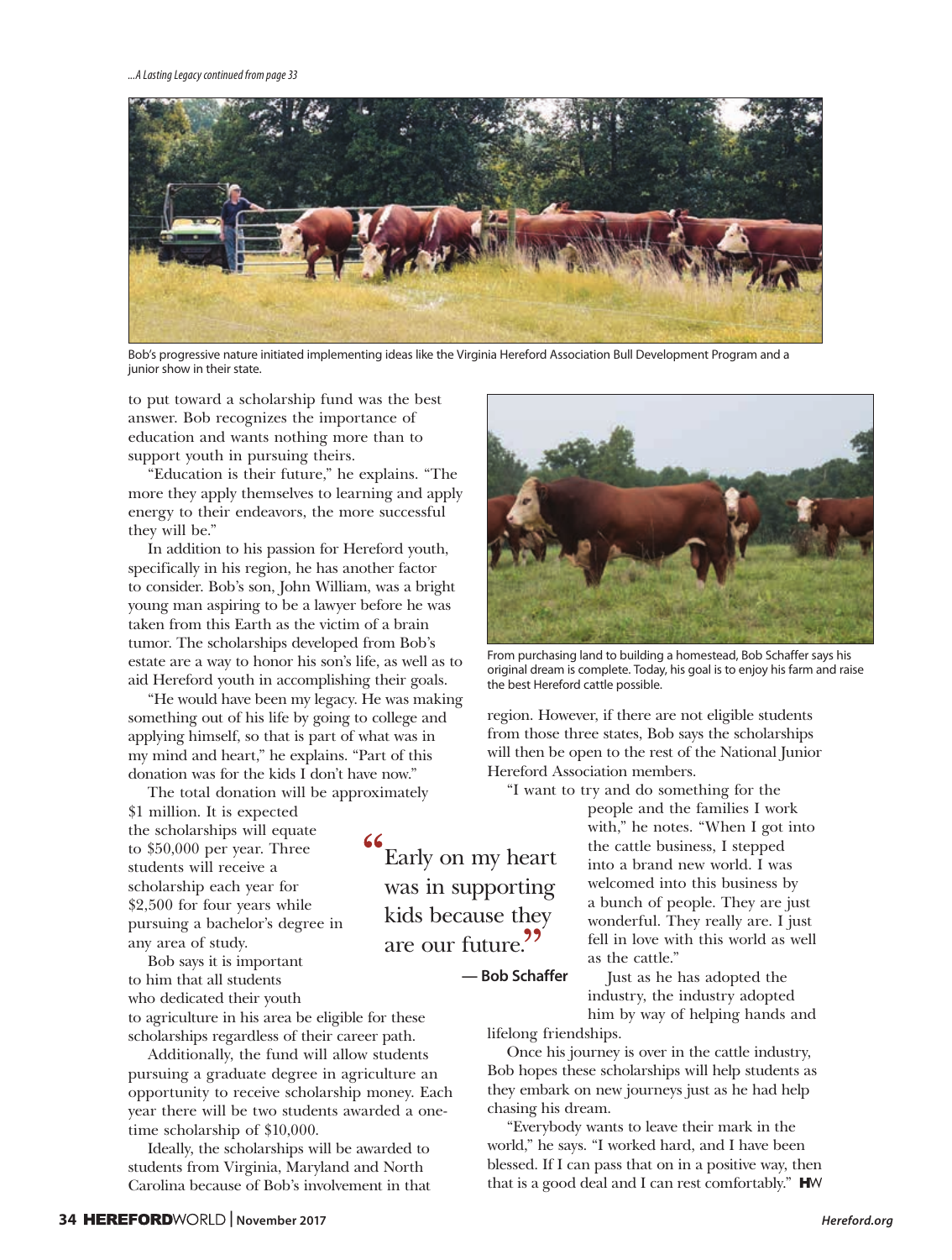*...A Lasting Legacy continued from page 33*

Bob's progressive nature initiated implementing ideas like the Virginia Hereford Association Bull Development Program and a junior show in their state.

to put toward a scholarship fund was the best answer. Bob recognizes the importance of education and wants nothing more than to support youth in pursuing theirs.

"Education is their future," he explains. "The more they apply themselves to learning and apply energy to their endeavors, the more successful they will be."

In addition to his passion for Hereford youth, specifically in his region, he has another factor to consider. Bob's son, John William, was a bright young man aspiring to be a lawyer before he was taken from this Earth as the victim of a brain tumor. The scholarships developed from Bob's estate are a way to honor his son's life, as well as to aid Hereford youth in accomplishing their goals.

"He would have been my legacy. He was making something out of his life by going to college and applying himself, so that is part of what was in my mind and heart," he explains. "Part of this donation was for the kids I don't have now."

The total donation will be approximately $1 million. It is expected the scholarships will equate to $50,000 per year. Three students will receive a scholarship each year for $2,500 for four years while pursuing a bachelor's degree in any area of study.

> "Early on my heart was in supporting kids because they are our future."
>
> — **Bob Schaffer**

Bob says it is important to him that all students who dedicated their youth to agriculture in his area be eligible for these scholarships regardless of their career path.

Additionally, the fund will allow students pursuing a graduate degree in agriculture an opportunity to receive scholarship money. Each year there will be two students awarded a one-time scholarship of $10,000.

Ideally, the scholarships will be awarded to students from Virginia, Maryland and North Carolina because of Bob's involvement in that region. However, if there are not eligible students from those three states, Bob says the scholarships will then be open to the rest of the National Junior Hereford Association members.

From purchasing land to building a homestead, Bob Schaffer says his original dream is complete. Today, his goal is to enjoy his farm and raise the best Hereford cattle possible.

"I want to try and do something for the people and the families I work with," he notes. "When I got into the cattle business, I stepped into a brand new world. I was welcomed into this business by a bunch of people. They are just wonderful. They really are. I just fell in love with this world as well as the cattle."

Just as he has adopted the industry, the industry adopted him by way of helping hands and lifelong friendships.

Once his journey is over in the cattle industry, Bob hopes these scholarships will help students as they embark on new journeys just as he had help chasing his dream.

"Everybody wants to leave their mark in the world," he says. "I worked hard, and I have been blessed. If I can pass that on in a positive way, then that is a good deal and I can rest comfortably." **HW**